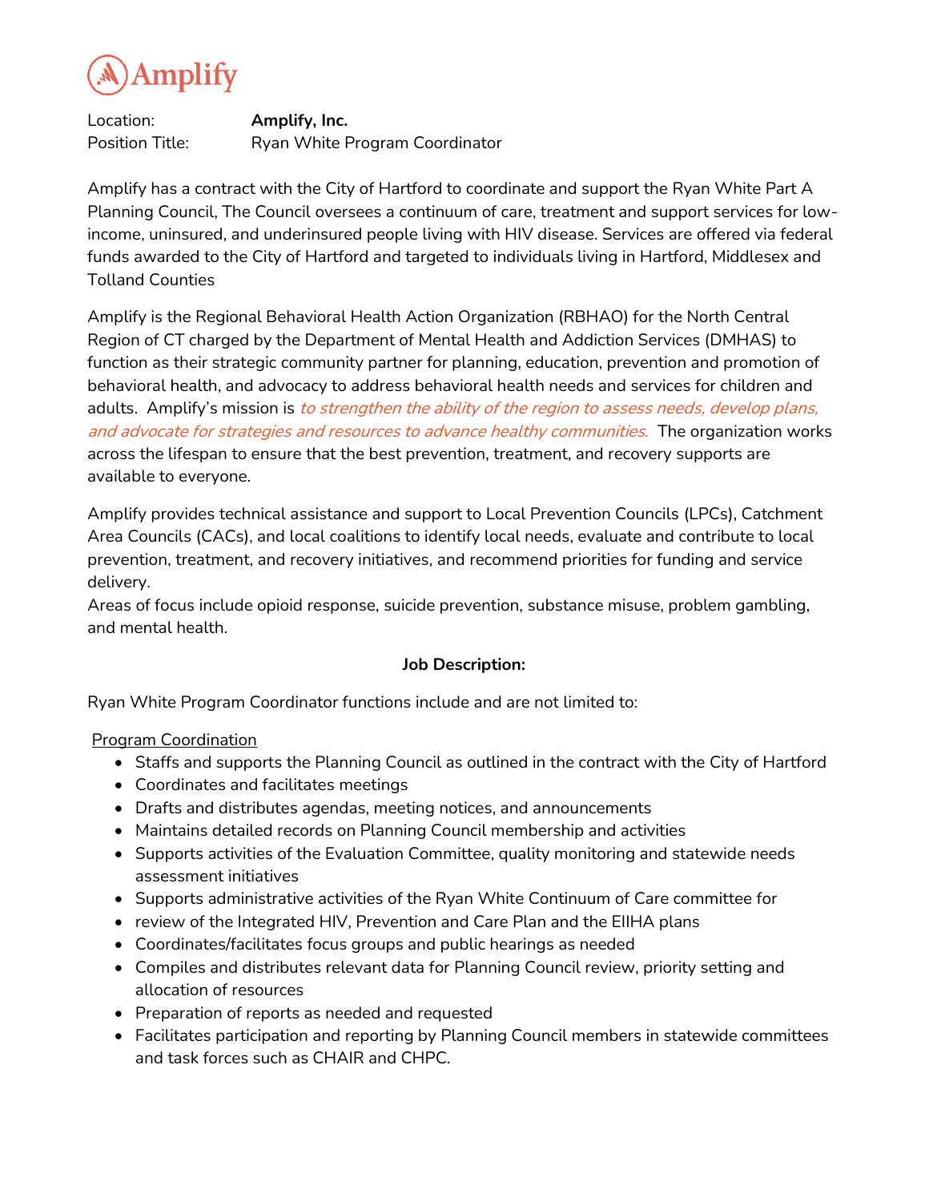Amplify

Location: **Amplify, Inc.**
Position Title: Ryan White Program Coordinator

Amplify has a contract with the City of Hartford to coordinate and support the Ryan White Part A Planning Council, The Council oversees a continuum of care, treatment and support services for low-income, uninsured, and underinsured people living with HIV disease. Services are offered via federal funds awarded to the City of Hartford and targeted to individuals living in Hartford, Middlesex and Tolland Counties

Amplify is the Regional Behavioral Health Action Organization (RBHAO) for the North Central Region of CT charged by the Department of Mental Health and Addiction Services (DMHAS) to function as their strategic community partner for planning, education, prevention and promotion of behavioral health, and advocacy to address behavioral health needs and services for children and adults. Amplify's mission is *to strengthen the ability of the region to assess needs, develop plans, and advocate for strategies and resources to advance healthy communities.* The organization works across the lifespan to ensure that the best prevention, treatment, and recovery supports are available to everyone.

Amplify provides technical assistance and support to Local Prevention Councils (LPCs), Catchment Area Councils (CACs), and local coalitions to identify local needs, evaluate and contribute to local prevention, treatment, and recovery initiatives, and recommend priorities for funding and service delivery.
Areas of focus include opioid response, suicide prevention, substance misuse, problem gambling, and mental health.

**Job Description:**

Ryan White Program Coordinator functions include and are not limited to:

Program Coordination

- Staffs and supports the Planning Council as outlined in the contract with the City of Hartford
- Coordinates and facilitates meetings
- Drafts and distributes agendas, meeting notices, and announcements
- Maintains detailed records on Planning Council membership and activities
- Supports activities of the Evaluation Committee, quality monitoring and statewide needs assessment initiatives
- Supports administrative activities of the Ryan White Continuum of Care committee for
- review of the Integrated HIV, Prevention and Care Plan and the EIIHA plans
- Coordinates/facilitates focus groups and public hearings as needed
- Compiles and distributes relevant data for Planning Council review, priority setting and allocation of resources
- Preparation of reports as needed and requested
- Facilitates participation and reporting by Planning Council members in statewide committees and task forces such as CHAIR and CHPC.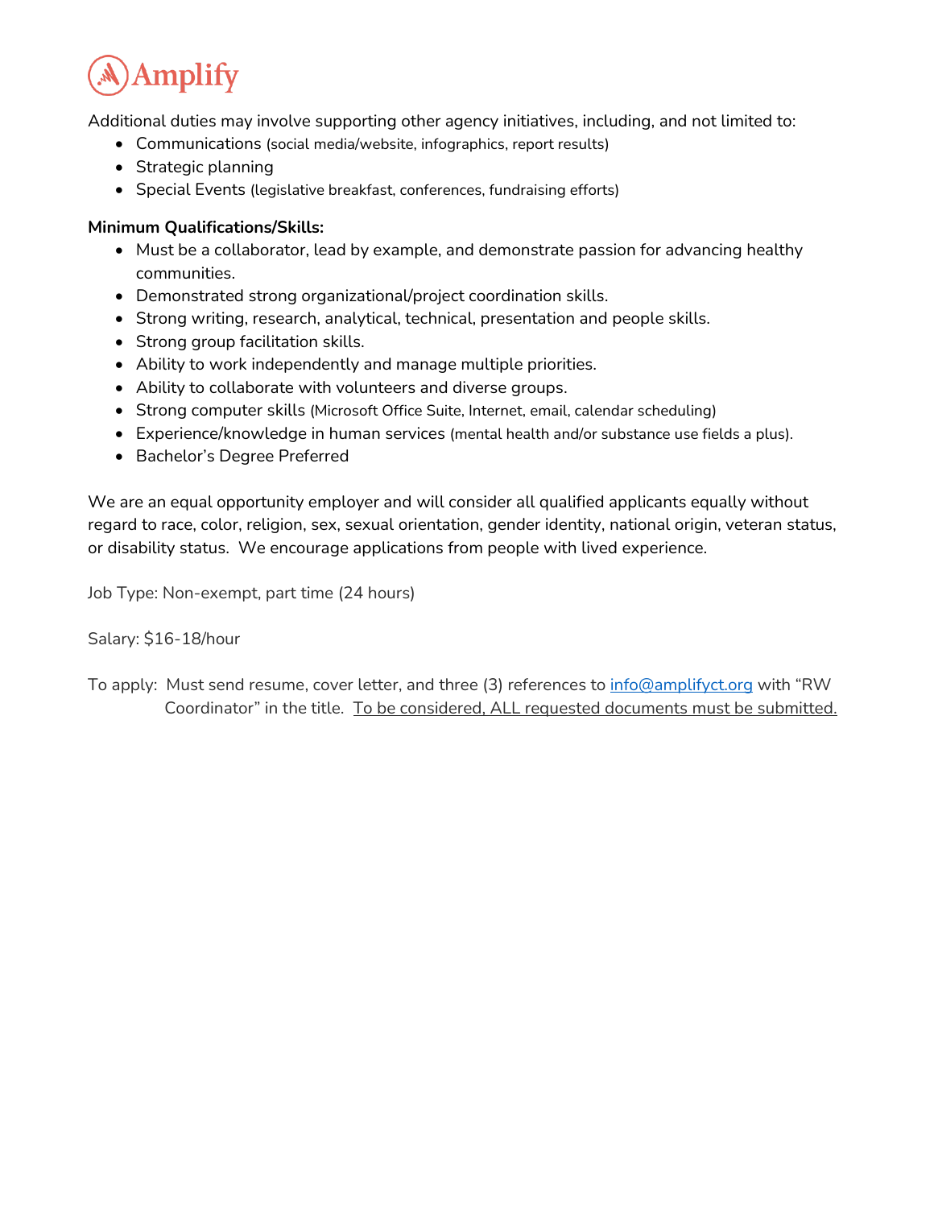Additional duties may involve supporting other agency initiatives, including, and not limited to:

- Communications (social media/website, infographics, report results)
- Strategic planning
- Special Events (legislative breakfast, conferences, fundraising efforts)

**Minimum Qualifications/Skills:**

- Must be a collaborator, lead by example, and demonstrate passion for advancing healthy communities.
- Demonstrated strong organizational/project coordination skills.
- Strong writing, research, analytical, technical, presentation and people skills.
- Strong group facilitation skills.
- Ability to work independently and manage multiple priorities.
- Ability to collaborate with volunteers and diverse groups.
- Strong computer skills (Microsoft Office Suite, Internet, email, calendar scheduling)
- Experience/knowledge in human services (mental health and/or substance use fields a plus).
- Bachelor's Degree Preferred

We are an equal opportunity employer and will consider all qualified applicants equally without regard to race, color, religion, sex, sexual orientation, gender identity, national origin, veteran status, or disability status. We encourage applications from people with lived experience.

Job Type: Non-exempt, part time (24 hours)

Salary: $16-18/hour

To apply: Must send resume, cover letter, and three (3) references to [info@amplifyct.org](mailto:info@amplifyct.org) with "RW Coordinator" in the title. <u>To be considered, ALL requested documents must be submitted.</u>